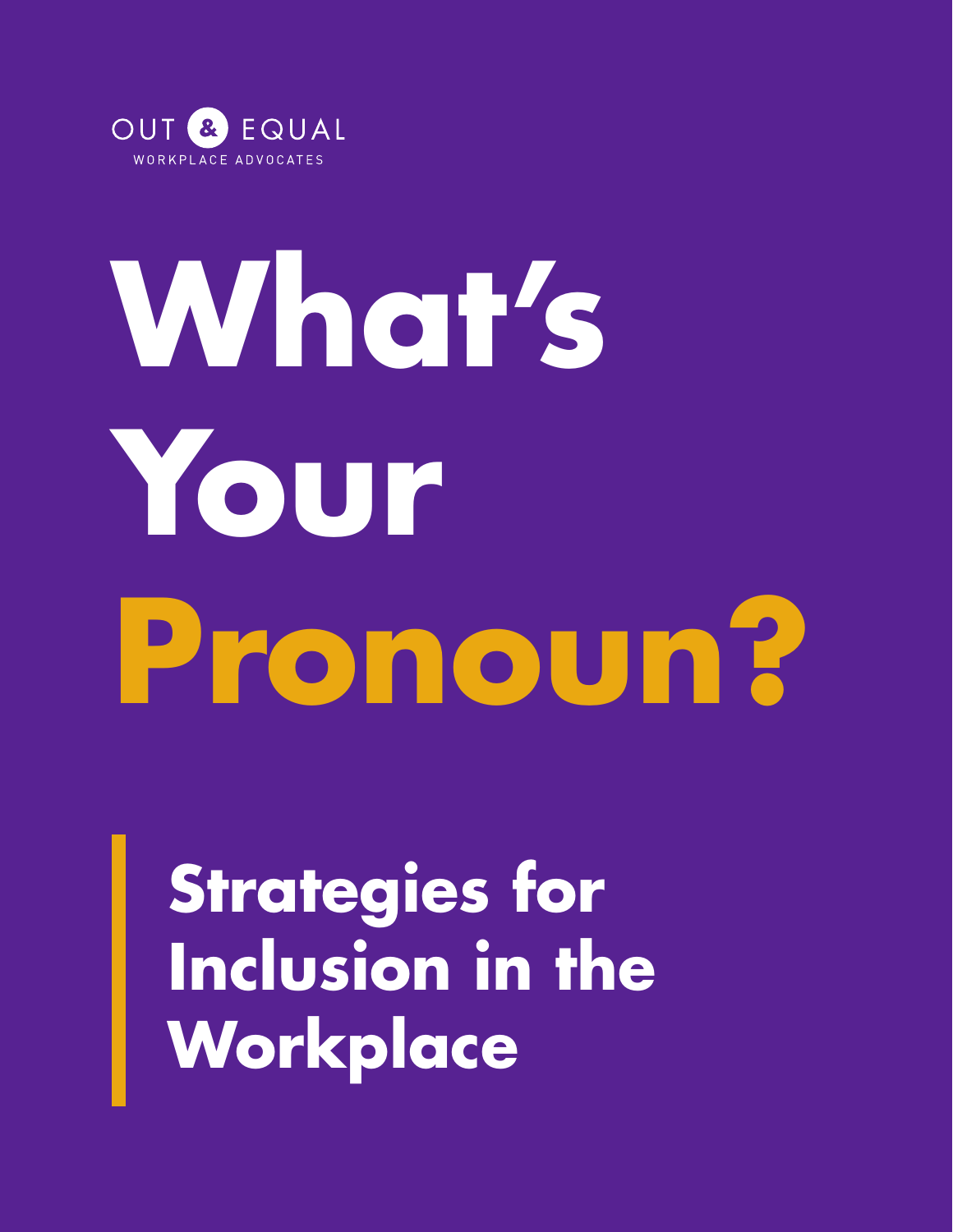OUT & EQUAL

WORKPLACE ADVOCATES

# What's Your Pronoun?

## Strategies for Inclusion in the Workplace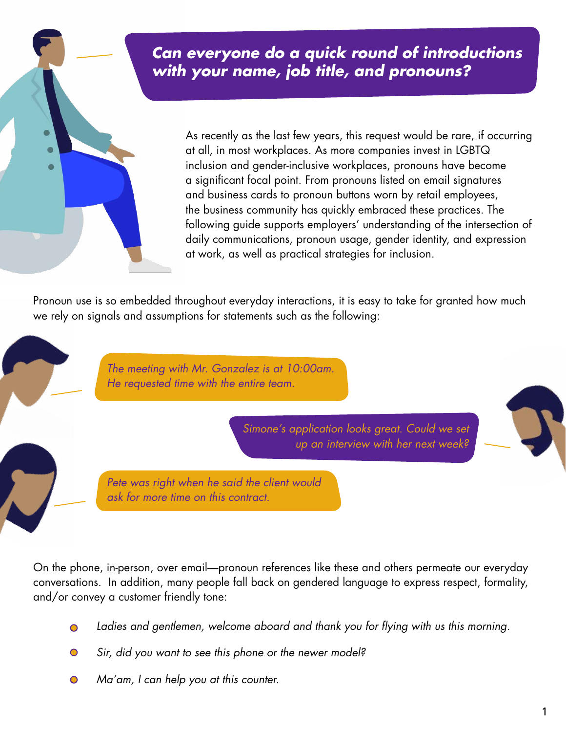## *Can everyone do a quick round of introductions with your name, job title, and pronouns?*

As recently as the last few years, this request would be rare, if occurring at all, in most workplaces. As more companies invest in LGBTQ inclusion and gender-inclusive workplaces, pronouns have become a significant focal point. From pronouns listed on email signatures and business cards to pronoun buttons worn by retail employees, the business community has quickly embraced these practices. The following guide supports employers' understanding of the intersection of daily communications, pronoun usage, gender identity, and expression at work, as well as practical strategies for inclusion.

Pronoun use is so embedded throughout everyday interactions, it is easy to take for granted how much we rely on signals and assumptions for statements such as the following:

*The meeting with Mr. Gonzalez is at 10:00am. He requested time with the entire team.*

*Simone's application looks great. Could we set up an interview with her next week?*

*Pete was right when he said the client would ask for more time on this contract.*

On the phone, in-person, over email—pronoun references like these and others permeate our everyday conversations. In addition, many people fall back on gendered language to express respect, formality, and/or convey a customer friendly tone:

- *Ladies and gentlemen, welcome aboard and thank you for flying with us this morning.*
- *Sir, did you want to see this phone or the newer model?*
- *Ma'am, I can help you at this counter.*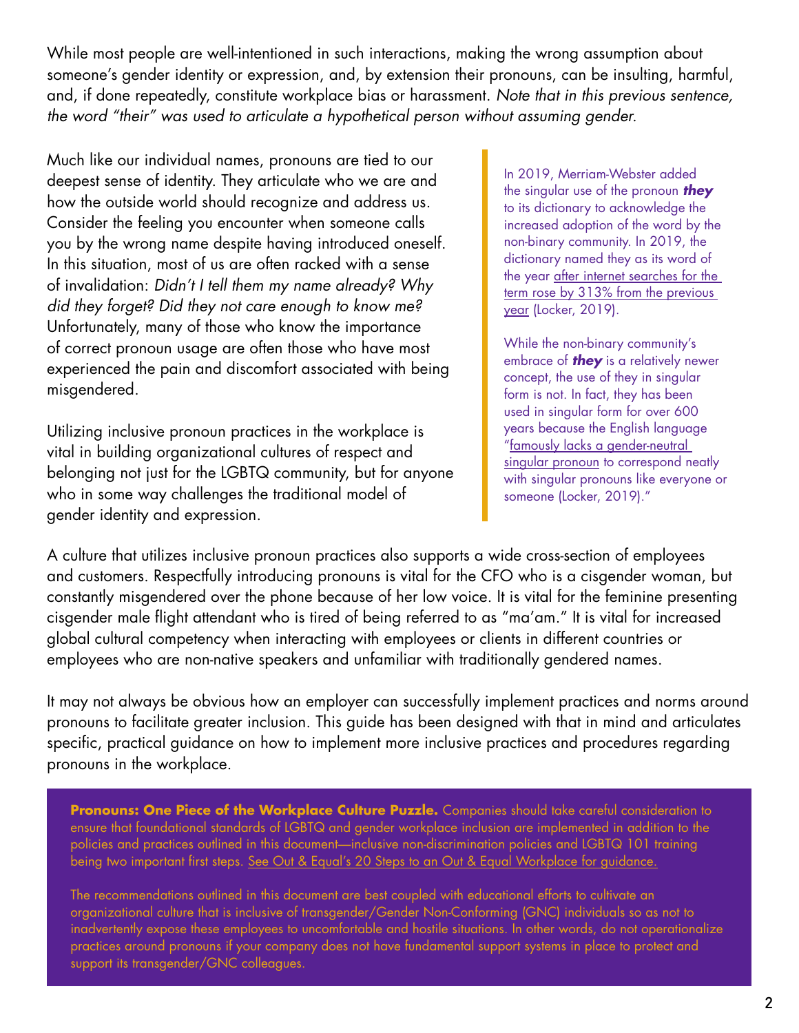While most people are well-intentioned in such interactions, making the wrong assumption about someone's gender identity or expression, and, by extension their pronouns, can be insulting, harmful, and, if done repeatedly, constitute workplace bias or harassment. *Note that in this previous sentence, the word "their" was used to articulate a hypothetical person without assuming gender.*

Much like our individual names, pronouns are tied to our deepest sense of identity. They articulate who we are and how the outside world should recognize and address us. Consider the feeling you encounter when someone calls you by the wrong name despite having introduced oneself. In this situation, most of us are often racked with a sense of invalidation: *Didn't I tell them my name already? Why did they forget? Did they not care enough to know me?* Unfortunately, many of those who know the importance of correct pronoun usage are often those who have most experienced the pain and discomfort associated with being misgendered.

Utilizing inclusive pronoun practices in the workplace is vital in building organizational cultures of respect and belonging not just for the LGBTQ community, but for anyone who in some way challenges the traditional model of gender identity and expression.

> In 2019, Merriam-Webster added the singular use of the pronoun ***they*** to its dictionary to acknowledge the increased adoption of the word by the non-binary community. In 2019, the dictionary named they as its word of the year after internet searches for the term rose by 313% from the previous year (Locker, 2019).
>
> While the non-binary community's embrace of ***they*** is a relatively newer concept, the use of they in singular form is not. In fact, they has been used in singular form for over 600 years because the English language "famously lacks a gender-neutral singular pronoun to correspond neatly with singular pronouns like everyone or someone (Locker, 2019)."

A culture that utilizes inclusive pronoun practices also supports a wide cross-section of employees and customers. Respectfully introducing pronouns is vital for the CFO who is a cisgender woman, but constantly misgendered over the phone because of her low voice. It is vital for the feminine presenting cisgender male flight attendant who is tired of being referred to as "ma'am." It is vital for increased global cultural competency when interacting with employees or clients in different countries or employees who are non-native speakers and unfamiliar with traditionally gendered names.

It may not always be obvious how an employer can successfully implement practices and norms around pronouns to facilitate greater inclusion. This guide has been designed with that in mind and articulates specific, practical guidance on how to implement more inclusive practices and procedures regarding pronouns in the workplace.

**Pronouns: One Piece of the Workplace Culture Puzzle.** Companies should take careful consideration to ensure that foundational standards of LGBTQ and gender workplace inclusion are implemented in addition to the policies and practices outlined in this document—inclusive non-discrimination policies and LGBTQ 101 training being two important first steps. See Out & Equal's 20 Steps to an Out & Equal Workplace for guidance.

The recommendations outlined in this document are best coupled with educational efforts to cultivate an organizational culture that is inclusive of transgender/Gender Non-Conforming (GNC) individuals so as not to inadvertently expose these employees to uncomfortable and hostile situations. In other words, do not operationalize practices around pronouns if your company does not have fundamental support systems in place to protect and support its transgender/GNC colleagues.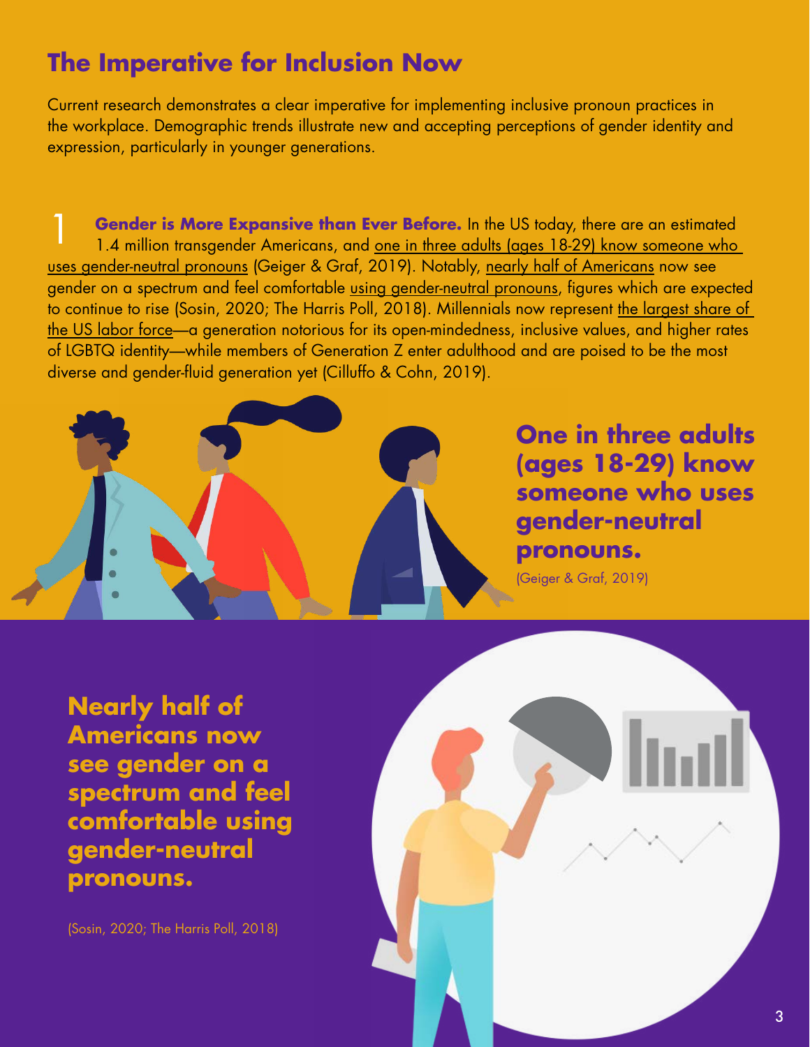## The Imperative for Inclusion Now

Current research demonstrates a clear imperative for implementing inclusive pronoun practices in the workplace. Demographic trends illustrate new and accepting perceptions of gender identity and expression, particularly in younger generations.

1 **Gender is More Expansive than Ever Before.** In the US today, there are an estimated 1.4 million transgender Americans, and one in three adults (ages 18-29) know someone who uses gender-neutral pronouns (Geiger & Graf, 2019). Notably, nearly half of Americans now see gender on a spectrum and feel comfortable using gender-neutral pronouns, figures which are expected to continue to rise (Sosin, 2020; The Harris Poll, 2018). Millennials now represent the largest share of the US labor force—a generation notorious for its open-mindedness, inclusive values, and higher rates of LGBTQ identity—while members of Generation Z enter adulthood and are poised to be the most diverse and gender-fluid generation yet (Cilluffo & Cohn, 2019).

**One in three adults (ages 18-29) know someone who uses gender-neutral pronouns.**

(Geiger & Graf, 2019)

**Nearly half of Americans now see gender on a spectrum and feel comfortable using gender-neutral pronouns.**

(Sosin, 2020; The Harris Poll, 2018)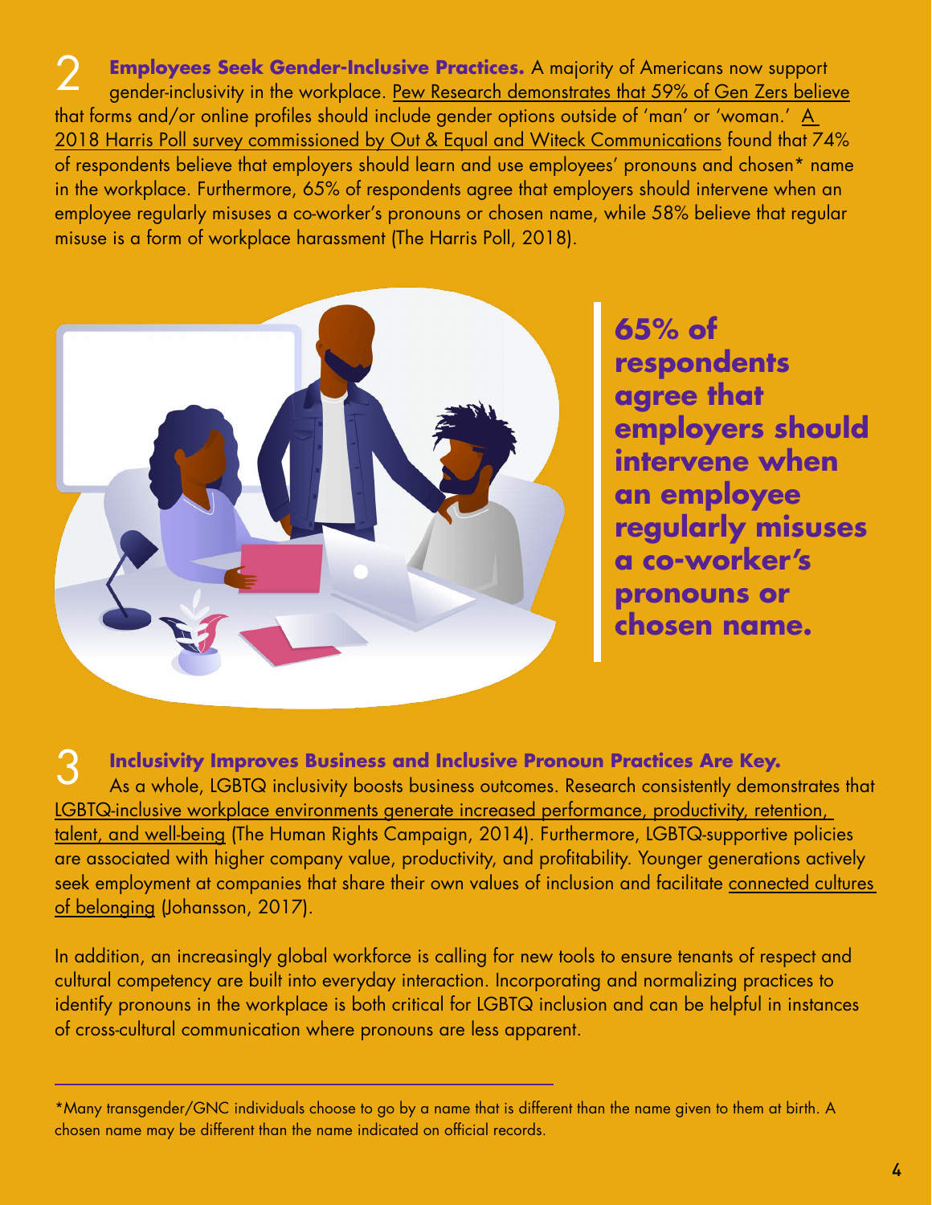## 2 Employees Seek Gender-Inclusive Practices.

A majority of Americans now support gender-inclusivity in the workplace. Pew Research demonstrates that 59% of Gen Zers believe that forms and/or online profiles should include gender options outside of 'man' or 'woman.' A 2018 Harris Poll survey commissioned by Out & Equal and Witeck Communications found that 74% of respondents believe that employers should learn and use employees' pronouns and chosen* name in the workplace. Furthermore, 65% of respondents agree that employers should intervene when an employee regularly misuses a co-worker's pronouns or chosen name, while 58% believe that regular misuse is a form of workplace harassment (The Harris Poll, 2018).

**65% of respondents agree that employers should intervene when an employee regularly misuses a co-worker's pronouns or chosen name.**

## 3 Inclusivity Improves Business and Inclusive Pronoun Practices Are Key.

As a whole, LGBTQ inclusivity boosts business outcomes. Research consistently demonstrates that LGBTQ-inclusive workplace environments generate increased performance, productivity, retention, talent, and well-being (The Human Rights Campaign, 2014). Furthermore, LGBTQ-supportive policies are associated with higher company value, productivity, and profitability. Younger generations actively seek employment at companies that share their own values of inclusion and facilitate connected cultures of belonging (Johansson, 2017).

In addition, an increasingly global workforce is calling for new tools to ensure tenants of respect and cultural competency are built into everyday interaction. Incorporating and normalizing practices to identify pronouns in the workplace is both critical for LGBTQ inclusion and can be helpful in instances of cross-cultural communication where pronouns are less apparent.

---

*Many transgender/GNC individuals choose to go by a name that is different than the name given to them at birth. A chosen name may be different than the name indicated on official records.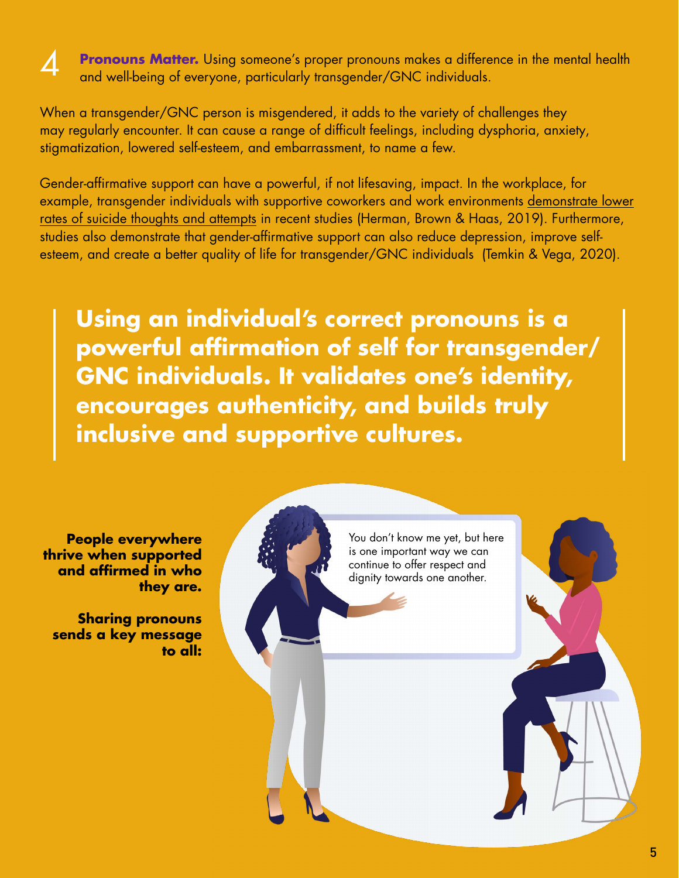4 **Pronouns Matter.** Using someone's proper pronouns makes a difference in the mental health and well-being of everyone, particularly transgender/GNC individuals.

When a transgender/GNC person is misgendered, it adds to the variety of challenges they may regularly encounter. It can cause a range of difficult feelings, including dysphoria, anxiety, stigmatization, lowered self-esteem, and embarrassment, to name a few.

Gender-affirmative support can have a powerful, if not lifesaving, impact. In the workplace, for example, transgender individuals with supportive coworkers and work environments demonstrate lower rates of suicide thoughts and attempts in recent studies (Herman, Brown & Haas, 2019). Furthermore, studies also demonstrate that gender-affirmative support can also reduce depression, improve self-esteem, and create a better quality of life for transgender/GNC individuals (Temkin & Vega, 2020).

> **Using an individual's correct pronouns is a powerful affirmation of self for transgender/GNC individuals. It validates one's identity, encourages authenticity, and builds truly inclusive and supportive cultures.**

**People everywhere thrive when supported and affirmed in who they are.**

**Sharing pronouns sends a key message to all:**

You don't know me yet, but here is one important way we can continue to offer respect and dignity towards one another.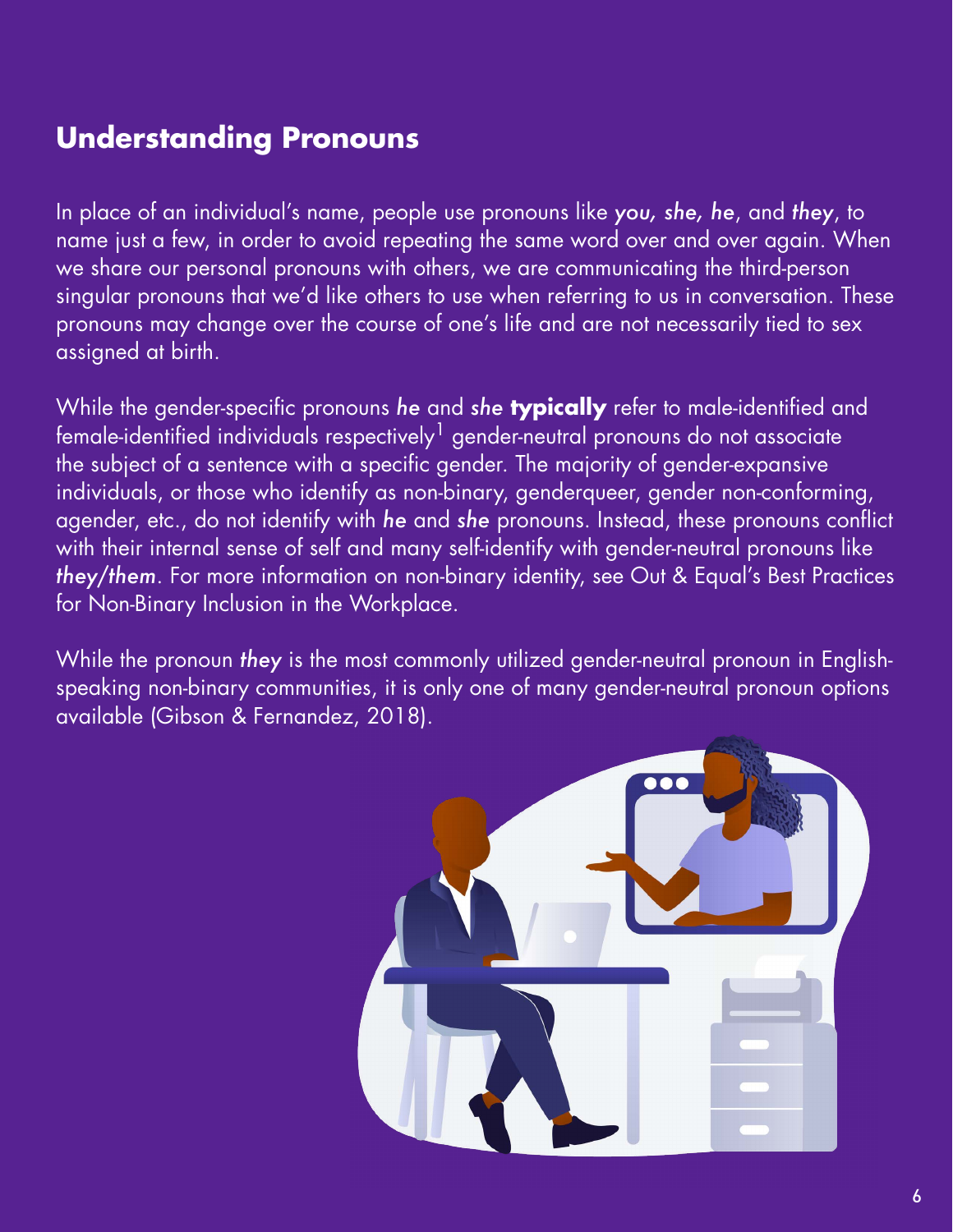## Understanding Pronouns

In place of an individual's name, people use pronouns like *you, she, he*, and *they*, to name just a few, in order to avoid repeating the same word over and over again. When we share our personal pronouns with others, we are communicating the third-person singular pronouns that we'd like others to use when referring to us in conversation. These pronouns may change over the course of one's life and are not necessarily tied to sex assigned at birth.

While the gender-specific pronouns ***he*** and ***she*** **typically** refer to male-identified and female-identified individuals respectively[1] gender-neutral pronouns do not associate the subject of a sentence with a specific gender. The majority of gender-expansive individuals, or those who identify as non-binary, genderqueer, gender non-conforming, agender, etc., do not identify with ***he*** and ***she*** pronouns. Instead, these pronouns conflict with their internal sense of self and many self-identify with gender-neutral pronouns like ***they/them***. For more information on non-binary identity, see Out & Equal's Best Practices for Non-Binary Inclusion in the Workplace.

While the pronoun ***they*** is the most commonly utilized gender-neutral pronoun in English-speaking non-binary communities, it is only one of many gender-neutral pronoun options available (Gibson & Fernandez, 2018).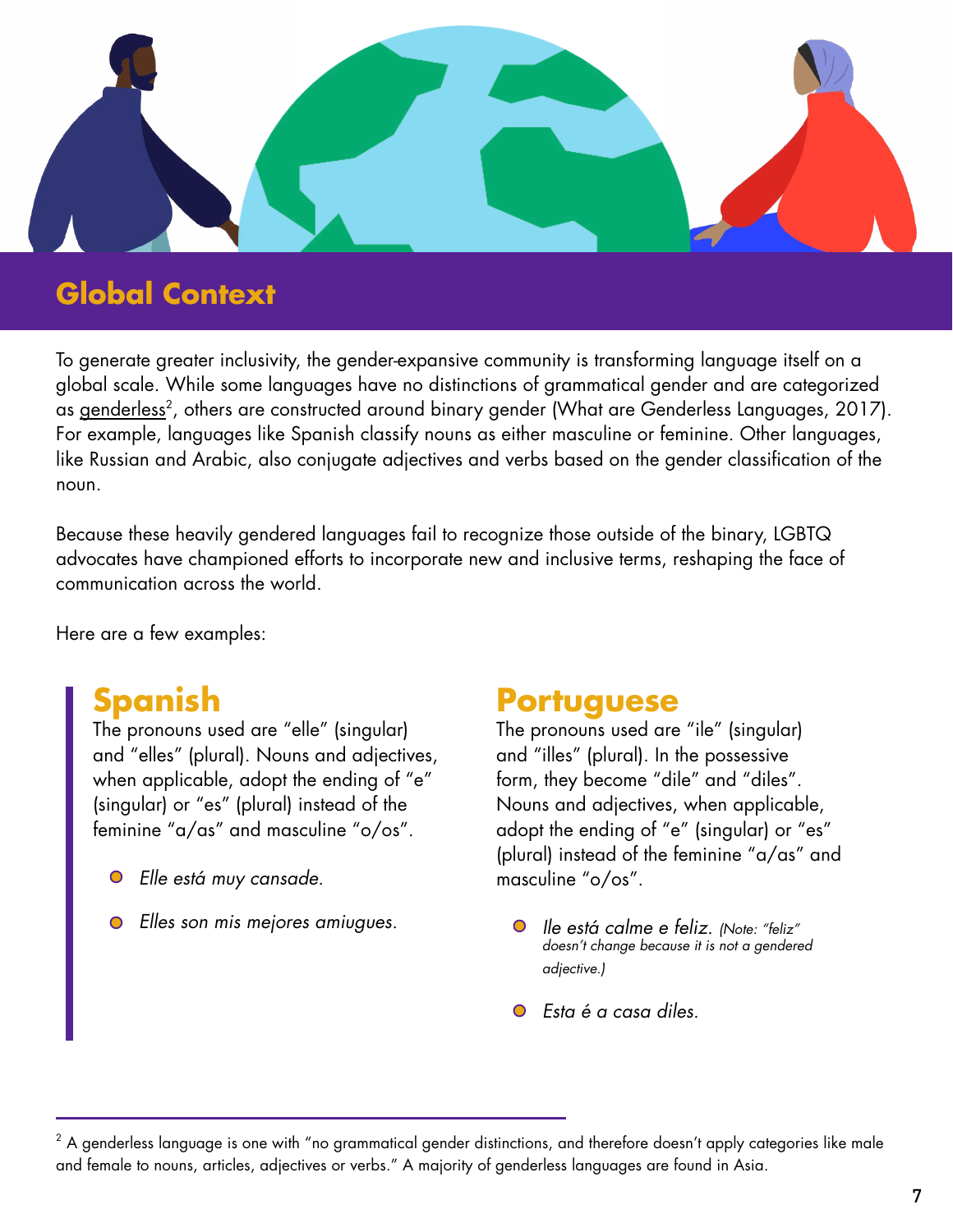## Global Context

To generate greater inclusivity, the gender-expansive community is transforming language itself on a global scale. While some languages have no distinctions of grammatical gender and are categorized as genderless[2], others are constructed around binary gender (What are Genderless Languages, 2017). For example, languages like Spanish classify nouns as either masculine or feminine. Other languages, like Russian and Arabic, also conjugate adjectives and verbs based on the gender classification of the noun.

Because these heavily gendered languages fail to recognize those outside of the binary, LGBTQ advocates have championed efforts to incorporate new and inclusive terms, reshaping the face of communication across the world.

Here are a few examples:

### Spanish

The pronouns used are "elle" (singular) and "elles" (plural). Nouns and adjectives, when applicable, adopt the ending of "e" (singular) or "es" (plural) instead of the feminine "a/as" and masculine "o/os".

- *Elle está muy cansade.*
- *Elles son mis mejores amiugues.*

### Portuguese

The pronouns used are "ile" (singular) and "illes" (plural). In the possessive form, they become "dile" and "diles". Nouns and adjectives, when applicable, adopt the ending of "e" (singular) or "es" (plural) instead of the feminine "a/as" and masculine "o/os".

- *Ile está calme e feliz.* *(Note: "feliz" doesn't change because it is not a gendered adjective.)*
- *Esta é a casa diles.*

---

[2] A genderless language is one with "no grammatical gender distinctions, and therefore doesn't apply categories like male and female to nouns, articles, adjectives or verbs." A majority of genderless languages are found in Asia.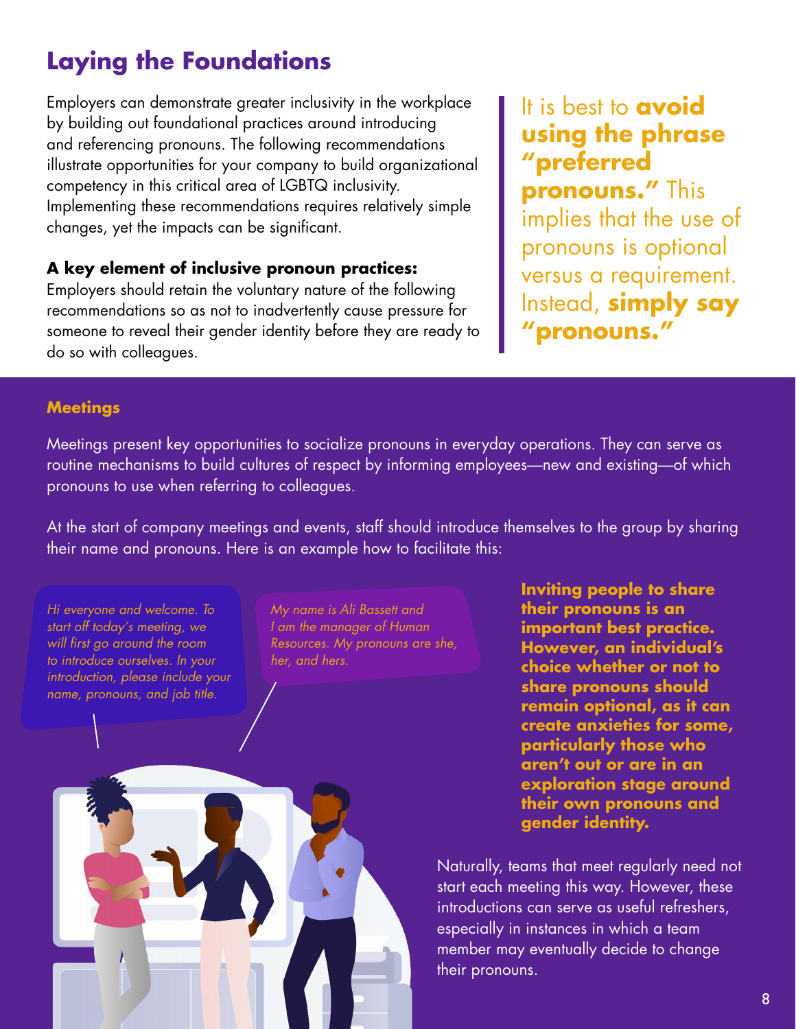# Laying the Foundations

Employers can demonstrate greater inclusivity in the workplace by building out foundational practices around introducing and referencing pronouns. The following recommendations illustrate opportunities for your company to build organizational competency in this critical area of LGBTQ inclusivity. Implementing these recommendations requires relatively simple changes, yet the impacts can be significant.

**A key element of inclusive pronoun practices:**
Employers should retain the voluntary nature of the following recommendations so as not to inadvertently cause pressure for someone to reveal their gender identity before they are ready to do so with colleagues.

It is best to **avoid using the phrase "preferred pronouns."** This implies that the use of pronouns is optional versus a requirement. Instead, **simply say "pronouns."**

## Meetings

Meetings present key opportunities to socialize pronouns in everyday operations. They can serve as routine mechanisms to build cultures of respect by informing employees—new and existing—of which pronouns to use when referring to colleagues.

At the start of company meetings and events, staff should introduce themselves to the group by sharing their name and pronouns. Here is an example how to facilitate this:

*Hi everyone and welcome. To start off today's meeting, we will first go around the room to introduce ourselves. In your introduction, please include your name, pronouns, and job title.*

*My name is Ali Bassett and I am the manager of Human Resources. My pronouns are she, her, and hers.*

**Inviting people to share their pronouns is an important best practice. However, an individual's choice whether or not to share pronouns should remain optional, as it can create anxieties for some, particularly those who aren't out or are in an exploration stage around their own pronouns and gender identity.**

Naturally, teams that meet regularly need not start each meeting this way. However, these introductions can serve as useful refreshers, especially in instances in which a team member may eventually decide to change their pronouns.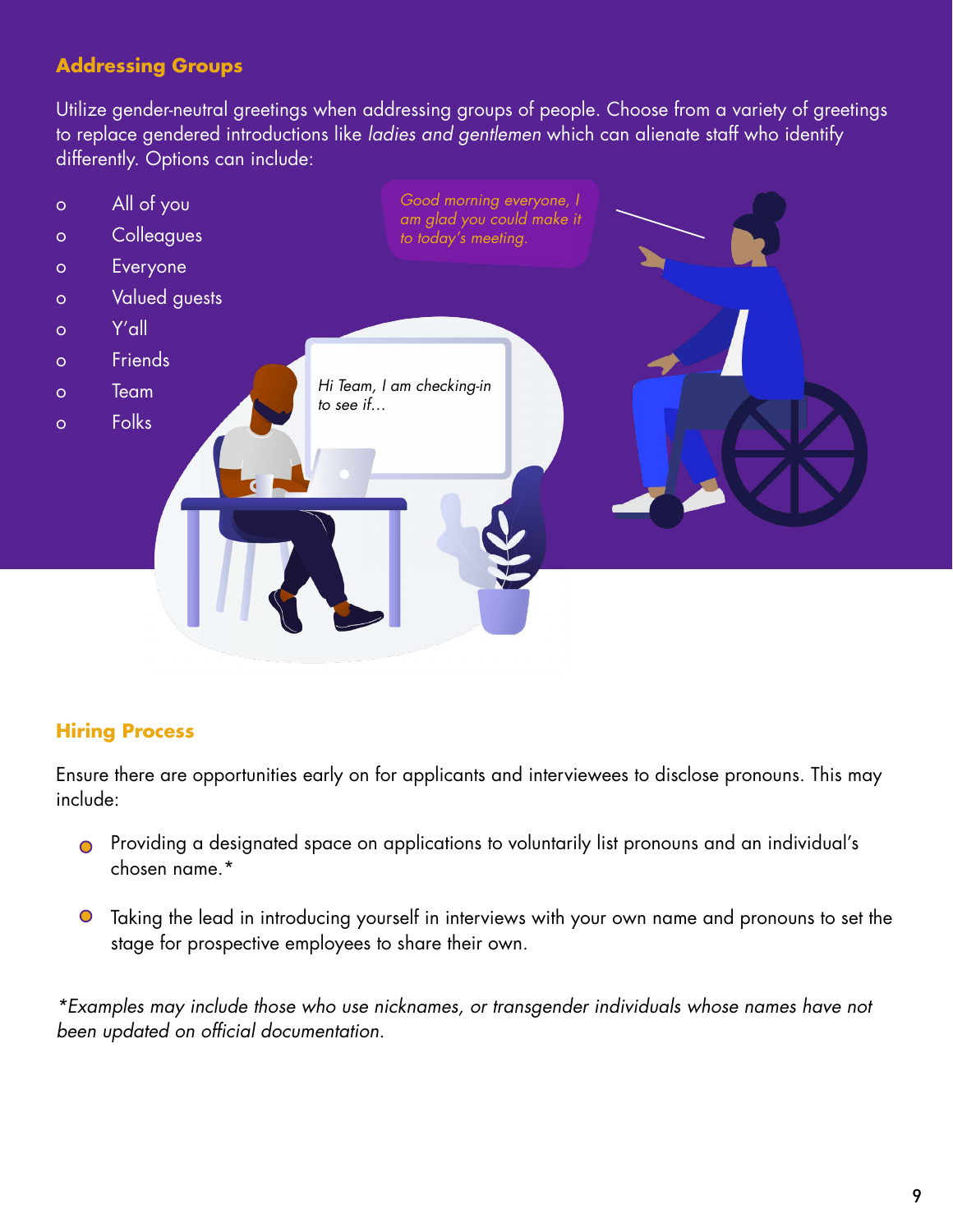## Addressing Groups

Utilize gender-neutral greetings when addressing groups of people. Choose from a variety of greetings to replace gendered introductions like *ladies and gentlemen* which can alienate staff who identify differently. Options can include:

- All of you
- Colleagues
- Everyone
- Valued guests
- Y'all
- Friends
- Team
- Folks

*Good morning everyone, I am glad you could make it to today's meeting.*

*Hi Team, I am checking-in to see if…*

## Hiring Process

Ensure there are opportunities early on for applicants and interviewees to disclose pronouns. This may include:

- Providing a designated space on applications to voluntarily list pronouns and an individual's chosen name.*
- Taking the lead in introducing yourself in interviews with your own name and pronouns to set the stage for prospective employees to share their own.

*\*Examples may include those who use nicknames, or transgender individuals whose names have not been updated on official documentation.*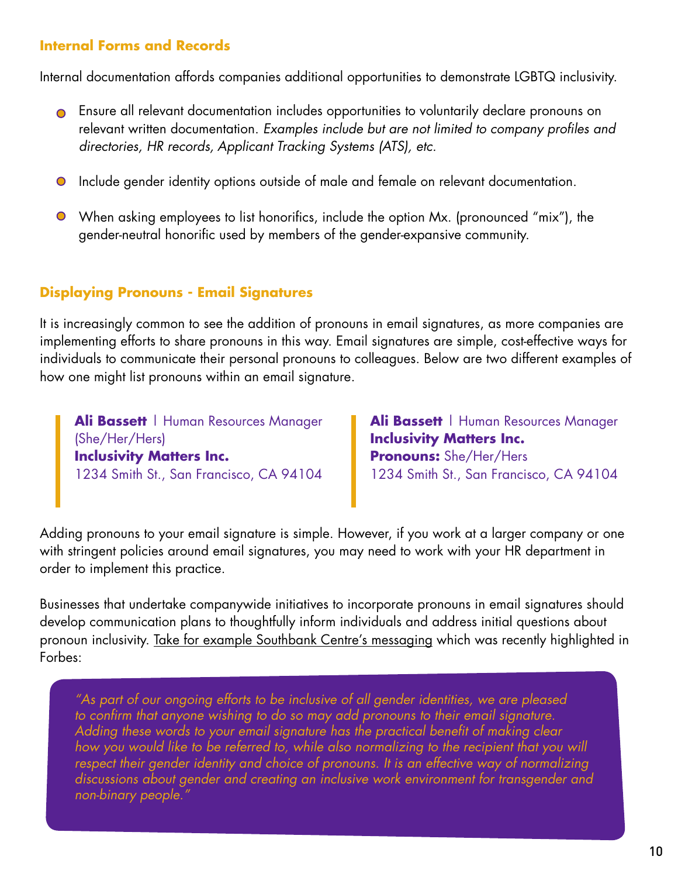### Internal Forms and Records

Internal documentation affords companies additional opportunities to demonstrate LGBTQ inclusivity.

- Ensure all relevant documentation includes opportunities to voluntarily declare pronouns on relevant written documentation. *Examples include but are not limited to company profiles and directories, HR records, Applicant Tracking Systems (ATS), etc.*
- Include gender identity options outside of male and female on relevant documentation.
- When asking employees to list honorifics, include the option Mx. (pronounced "mix"), the gender-neutral honorific used by members of the gender-expansive community.

### Displaying Pronouns - Email Signatures

It is increasingly common to see the addition of pronouns in email signatures, as more companies are implementing efforts to share pronouns in this way. Email signatures are simple, cost-effective ways for individuals to communicate their personal pronouns to colleagues. Below are two different examples of how one might list pronouns within an email signature.

> **Ali Bassett** | Human Resources Manager
> (She/Her/Hers)
> **Inclusivity Matters Inc.**
> 1234 Smith St., San Francisco, CA 94104

> **Ali Bassett** | Human Resources Manager
> **Inclusivity Matters Inc.**
> **Pronouns:** She/Her/Hers
> 1234 Smith St., San Francisco, CA 94104

Adding pronouns to your email signature is simple. However, if you work at a larger company or one with stringent policies around email signatures, you may need to work with your HR department in order to implement this practice.

Businesses that undertake companywide initiatives to incorporate pronouns in email signatures should develop communication plans to thoughtfully inform individuals and address initial questions about pronoun inclusivity. Take for example Southbank Centre's messaging which was recently highlighted in Forbes:

> *"As part of our ongoing efforts to be inclusive of all gender identities, we are pleased to confirm that anyone wishing to do so may add pronouns to their email signature. Adding these words to your email signature has the practical benefit of making clear how you would like to be referred to, while also normalizing to the recipient that you will respect their gender identity and choice of pronouns. It is an effective way of normalizing discussions about gender and creating an inclusive work environment for transgender and non-binary people."*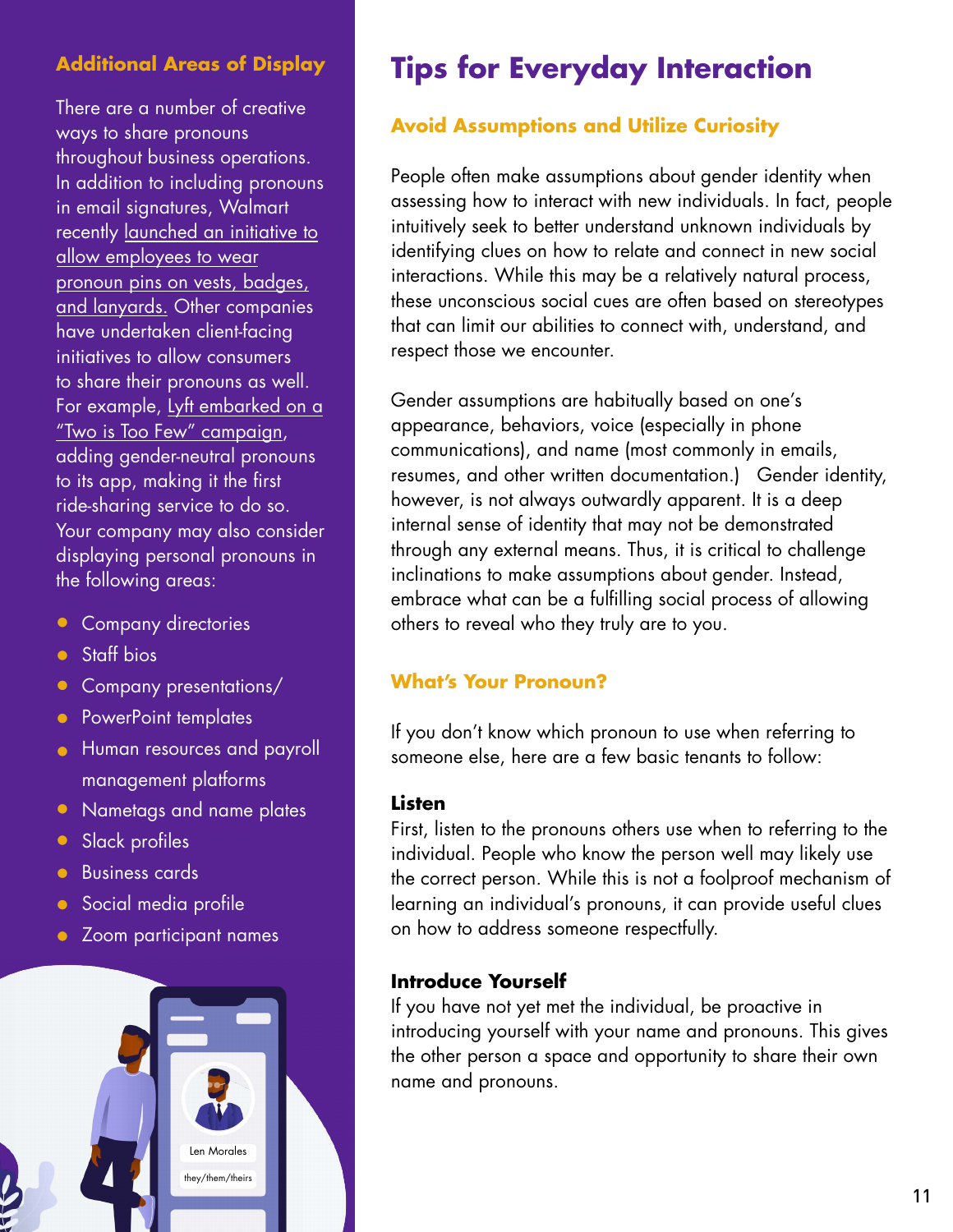## Additional Areas of Display

There are a number of creative ways to share pronouns throughout business operations. In addition to including pronouns in email signatures, Walmart recently launched an initiative to allow employees to wear pronoun pins on vests, badges, and lanyards. Other companies have undertaken client-facing initiatives to allow consumers to share their pronouns as well. For example, Lyft embarked on a "Two is Too Few" campaign, adding gender-neutral pronouns to its app, making it the first ride-sharing service to do so. Your company may also consider displaying personal pronouns in the following areas:

- Company directories
- Staff bios
- Company presentations/
- PowerPoint templates
- Human resources and payroll management platforms
- Nametags and name plates
- Slack profiles
- Business cards
- Social media profile
- Zoom participant names

# Tips for Everyday Interaction

## Avoid Assumptions and Utilize Curiosity

People often make assumptions about gender identity when assessing how to interact with new individuals. In fact, people intuitively seek to better understand unknown individuals by identifying clues on how to relate and connect in new social interactions. While this may be a relatively natural process, these unconscious social cues are often based on stereotypes that can limit our abilities to connect with, understand, and respect those we encounter.

Gender assumptions are habitually based on one's appearance, behaviors, voice (especially in phone communications), and name (most commonly in emails, resumes, and other written documentation.) Gender identity, however, is not always outwardly apparent. It is a deep internal sense of identity that may not be demonstrated through any external means. Thus, it is critical to challenge inclinations to make assumptions about gender. Instead, embrace what can be a fulfilling social process of allowing others to reveal who they truly are to you.

## What's Your Pronoun?

If you don't know which pronoun to use when referring to someone else, here are a few basic tenants to follow:

**Listen**

First, listen to the pronouns others use when to referring to the individual. People who know the person well may likely use the correct person. While this is not a foolproof mechanism of learning an individual's pronouns, it can provide useful clues on how to address someone respectfully.

**Introduce Yourself**

If you have not yet met the individual, be proactive in introducing yourself with your name and pronouns. This gives the other person a space and opportunity to share their own name and pronouns.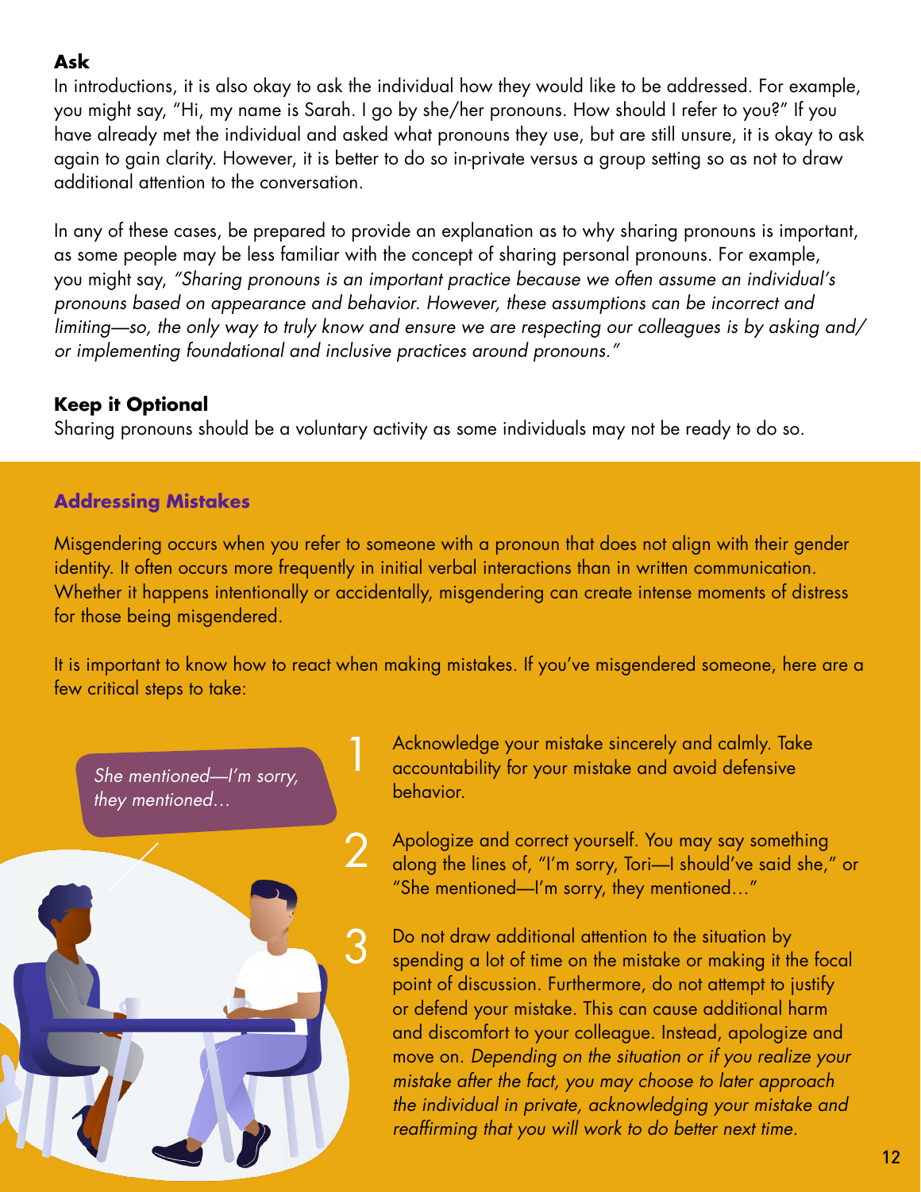### Ask

In introductions, it is also okay to ask the individual how they would like to be addressed. For example, you might say, "Hi, my name is Sarah. I go by she/her pronouns. How should I refer to you?" If you have already met the individual and asked what pronouns they use, but are still unsure, it is okay to ask again to gain clarity. However, it is better to do so in-private versus a group setting so as not to draw additional attention to the conversation.

In any of these cases, be prepared to provide an explanation as to why sharing pronouns is important, as some people may be less familiar with the concept of sharing personal pronouns. For example, you might say, *"Sharing pronouns is an important practice because we often assume an individual's pronouns based on appearance and behavior. However, these assumptions can be incorrect and limiting—so, the only way to truly know and ensure we are respecting our colleagues is by asking and/or implementing foundational and inclusive practices around pronouns."*

### Keep it Optional

Sharing pronouns should be a voluntary activity as some individuals may not be ready to do so.

## Addressing Mistakes

Misgendering occurs when you refer to someone with a pronoun that does not align with their gender identity. It often occurs more frequently in initial verbal interactions than in written communication. Whether it happens intentionally or accidentally, misgendering can create intense moments of distress for those being misgendered.

It is important to know how to react when making mistakes. If you've misgendered someone, here are a few critical steps to take:

*She mentioned—I'm sorry, they mentioned…*

1. Acknowledge your mistake sincerely and calmly. Take accountability for your mistake and avoid defensive behavior.
2. Apologize and correct yourself. You may say something along the lines of, "I'm sorry, Tori—I should've said she," or "She mentioned—I'm sorry, they mentioned…"
3. Do not draw additional attention to the situation by spending a lot of time on the mistake or making it the focal point of discussion. Furthermore, do not attempt to justify or defend your mistake. This can cause additional harm and discomfort to your colleague. Instead, apologize and move on. *Depending on the situation or if you realize your mistake after the fact, you may choose to later approach the individual in private, acknowledging your mistake and reaffirming that you will work to do better next time.*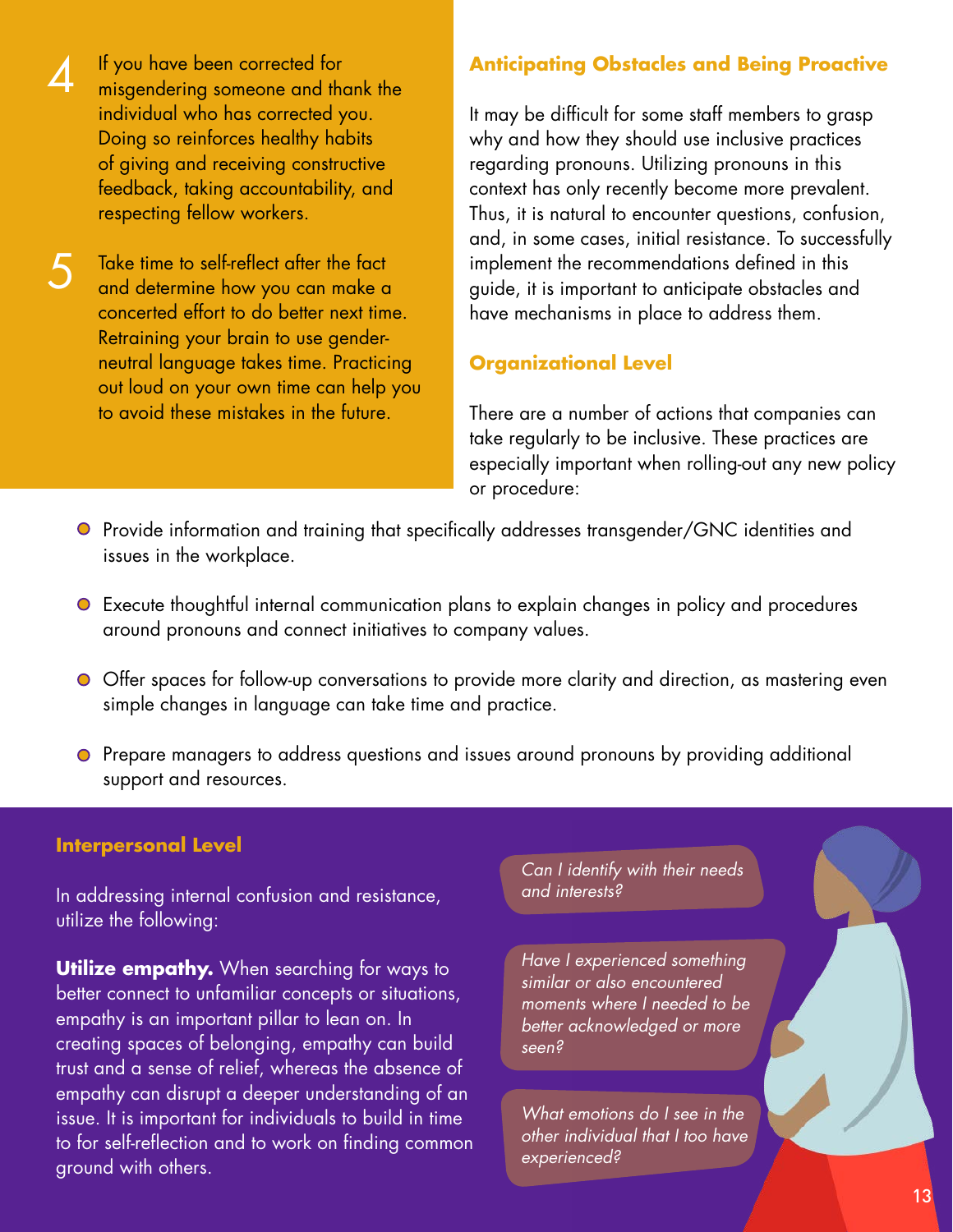4. If you have been corrected for misgendering someone and thank the individual who has corrected you. Doing so reinforces healthy habits of giving and receiving constructive feedback, taking accountability, and respecting fellow workers.

5. Take time to self-reflect after the fact and determine how you can make a concerted effort to do better next time. Retraining your brain to use gender-neutral language takes time. Practicing out loud on your own time can help you to avoid these mistakes in the future.

## Anticipating Obstacles and Being Proactive

It may be difficult for some staff members to grasp why and how they should use inclusive practices regarding pronouns. Utilizing pronouns in this context has only recently become more prevalent. Thus, it is natural to encounter questions, confusion, and, in some cases, initial resistance. To successfully implement the recommendations defined in this guide, it is important to anticipate obstacles and have mechanisms in place to address them.

### Organizational Level

There are a number of actions that companies can take regularly to be inclusive. These practices are especially important when rolling-out any new policy or procedure:

- Provide information and training that specifically addresses transgender/GNC identities and issues in the workplace.
- Execute thoughtful internal communication plans to explain changes in policy and procedures around pronouns and connect initiatives to company values.
- Offer spaces for follow-up conversations to provide more clarity and direction, as mastering even simple changes in language can take time and practice.
- Prepare managers to address questions and issues around pronouns by providing additional support and resources.

### Interpersonal Level

In addressing internal confusion and resistance, utilize the following:

**Utilize empathy.** When searching for ways to better connect to unfamiliar concepts or situations, empathy is an important pillar to lean on. In creating spaces of belonging, empathy can build trust and a sense of relief, whereas the absence of empathy can disrupt a deeper understanding of an issue. It is important for individuals to build in time to for self-reflection and to work on finding common ground with others.

*Can I identify with their needs and interests?*

*Have I experienced something similar or also encountered moments where I needed to be better acknowledged or more seen?*

*What emotions do I see in the other individual that I too have experienced?*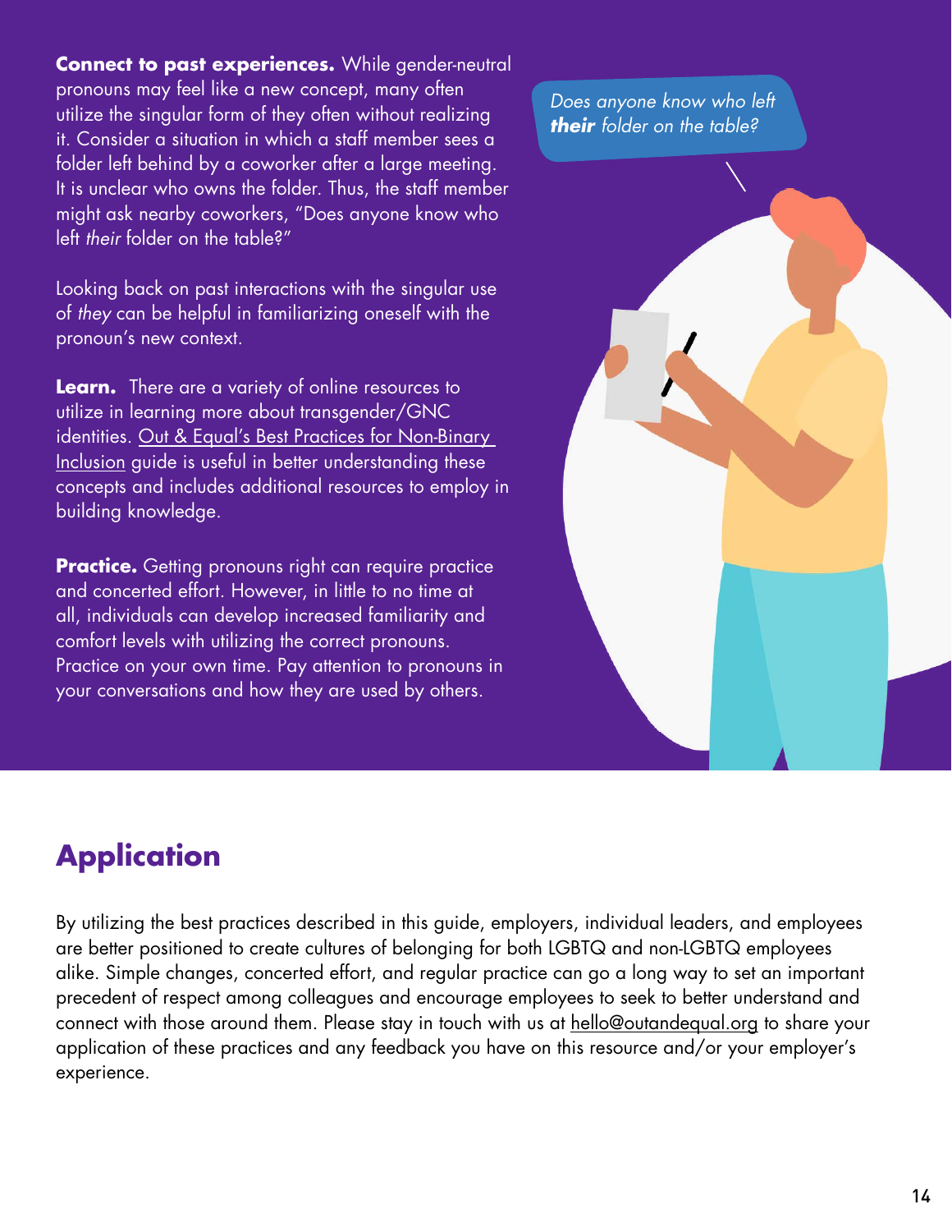**Connect to past experiences.** While gender-neutral pronouns may feel like a new concept, many often utilize the singular form of they often without realizing it. Consider a situation in which a staff member sees a folder left behind by a coworker after a large meeting. It is unclear who owns the folder. Thus, the staff member might ask nearby coworkers, "Does anyone know who left *their* folder on the table?"

Looking back on past interactions with the singular use of *they* can be helpful in familiarizing oneself with the pronoun's new context.

**Learn.** There are a variety of online resources to utilize in learning more about transgender/GNC identities. Out & Equal's Best Practices for Non-Binary Inclusion guide is useful in better understanding these concepts and includes additional resources to employ in building knowledge.

**Practice.** Getting pronouns right can require practice and concerted effort. However, in little to no time at all, individuals can develop increased familiarity and comfort levels with utilizing the correct pronouns. Practice on your own time. Pay attention to pronouns in your conversations and how they are used by others.

*Does anyone know who left **their** folder on the table?*

## Application

By utilizing the best practices described in this guide, employers, individual leaders, and employees are better positioned to create cultures of belonging for both LGBTQ and non-LGBTQ employees alike. Simple changes, concerted effort, and regular practice can go a long way to set an important precedent of respect among colleagues and encourage employees to seek to better understand and connect with those around them. Please stay in touch with us at hello@outandequal.org to share your application of these practices and any feedback you have on this resource and/or your employer's experience.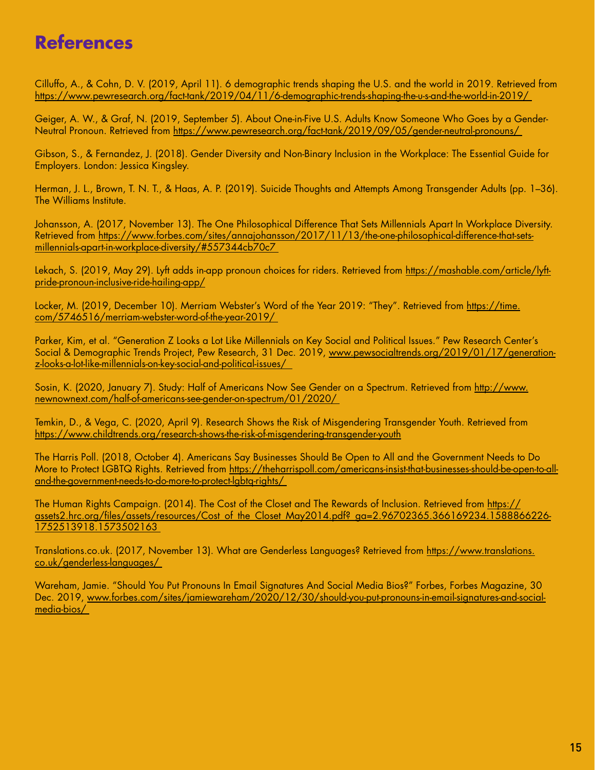# References

Cilluffo, A., & Cohn, D. V. (2019, April 11). 6 demographic trends shaping the U.S. and the world in 2019. Retrieved from https://www.pewresearch.org/fact-tank/2019/04/11/6-demographic-trends-shaping-the-u-s-and-the-world-in-2019/

Geiger, A. W., & Graf, N. (2019, September 5). About One-in-Five U.S. Adults Know Someone Who Goes by a Gender-Neutral Pronoun. Retrieved from https://www.pewresearch.org/fact-tank/2019/09/05/gender-neutral-pronouns/

Gibson, S., & Fernandez, J. (2018). Gender Diversity and Non-Binary Inclusion in the Workplace: The Essential Guide for Employers. London: Jessica Kingsley.

Herman, J. L., Brown, T. N. T., & Haas, A. P. (2019). Suicide Thoughts and Attempts Among Transgender Adults (pp. 1–36). The Williams Institute.

Johansson, A. (2017, November 13). The One Philosophical Difference That Sets Millennials Apart In Workplace Diversity. Retrieved from https://www.forbes.com/sites/annajohansson/2017/11/13/the-one-philosophical-difference-that-sets-millennials-apart-in-workplace-diversity/#557344cb70c7

Lekach, S. (2019, May 29). Lyft adds in-app pronoun choices for riders. Retrieved from https://mashable.com/article/lyft-pride-pronoun-inclusive-ride-hailing-app/

Locker, M. (2019, December 10). Merriam Webster's Word of the Year 2019: "They". Retrieved from https://time.com/5746516/merriam-webster-word-of-the-year-2019/

Parker, Kim, et al. "Generation Z Looks a Lot Like Millennials on Key Social and Political Issues." Pew Research Center's Social & Demographic Trends Project, Pew Research, 31 Dec. 2019, www.pewsocialtrends.org/2019/01/17/generation-z-looks-a-lot-like-millennials-on-key-social-and-political-issues/

Sosin, K. (2020, January 7). Study: Half of Americans Now See Gender on a Spectrum. Retrieved from http://www.newnownext.com/half-of-americans-see-gender-on-spectrum/01/2020/

Temkin, D., & Vega, C. (2020, April 9). Research Shows the Risk of Misgendering Transgender Youth. Retrieved from https://www.childtrends.org/research-shows-the-risk-of-misgendering-transgender-youth

The Harris Poll. (2018, October 4). Americans Say Businesses Should Be Open to All and the Government Needs to Do More to Protect LGBTQ Rights. Retrieved from https://theharrispoll.com/americans-insist-that-businesses-should-be-open-to-all-and-the-government-needs-to-do-more-to-protect-lgbtq-rights/

The Human Rights Campaign. (2014). The Cost of the Closet and The Rewards of Inclusion. Retrieved from https://assets2.hrc.org/files/assets/resources/Cost_of_the_Closet_May2014.pdf?_ga=2.96702365.366169234.1588866226-1752513918.1573502163

Translations.co.uk. (2017, November 13). What are Genderless Languages? Retrieved from https://www.translations.co.uk/genderless-languages/

Wareham, Jamie. "Should You Put Pronouns In Email Signatures And Social Media Bios?" Forbes, Forbes Magazine, 30 Dec. 2019, www.forbes.com/sites/jamiewareham/2020/12/30/should-you-put-pronouns-in-email-signatures-and-social-media-bios/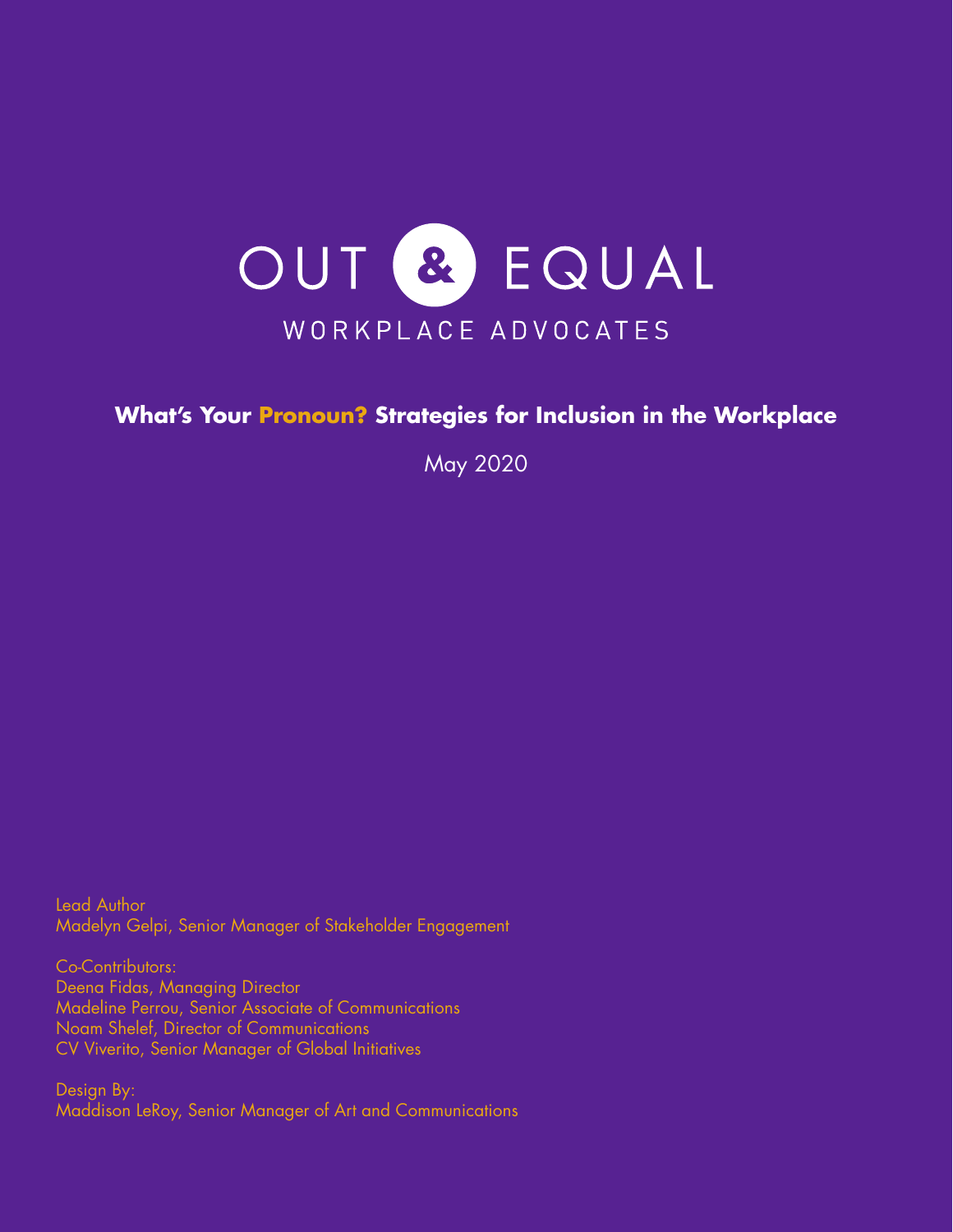OUT & EQUAL

WORKPLACE ADVOCATES

**What's Your Pronoun? Strategies for Inclusion in the Workplace**

May 2020

Lead Author
Madelyn Gelpi, Senior Manager of Stakeholder Engagement

Co-Contributors:
Deena Fidas, Managing Director
Madeline Perrou, Senior Associate of Communications
Noam Shelef, Director of Communications
CV Viverito, Senior Manager of Global Initiatives

Design By:
Maddison LeRoy, Senior Manager of Art and Communications